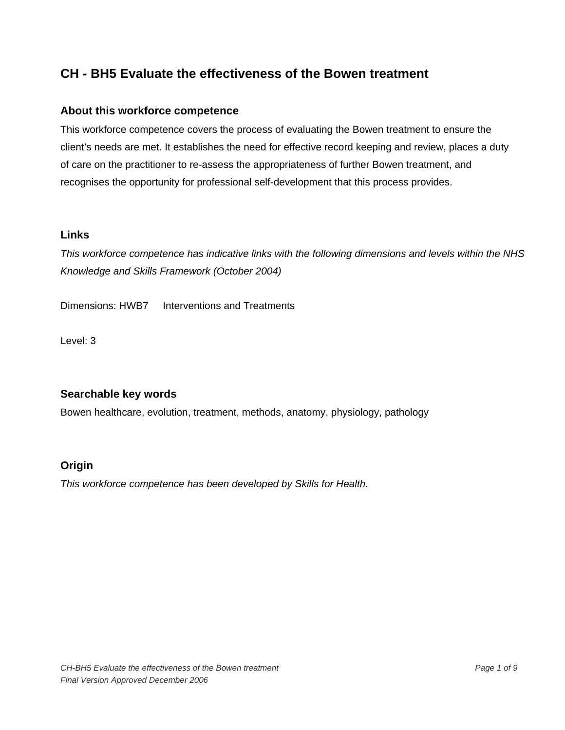# CH - BH5 Evaluate the effectiveness of the Bowen treatment

## About this workforce competence

This workforce competence covers the process of evaluating the Bowen treatment to ensure the client's needs are met. It establishes the need for effective record keeping and review, places a duty of care on the practitioner to re-assess the appropriateness of further Bowen treatment, and recognises the opportunity for professional self-development that this process provides.

## Links

*This workforce competence has indicative links with the following dimensions and levels within the NHS Knowledge and Skills Framework (October 2004)*

Dimensions: HWB7 Interventions and Treatments

Level: 3

## Searchable key words

Bowen healthcare, evolution, treatment, methods, anatomy, physiology, pathology

## Origin

*This workforce competence has been developed by Skills for Health.*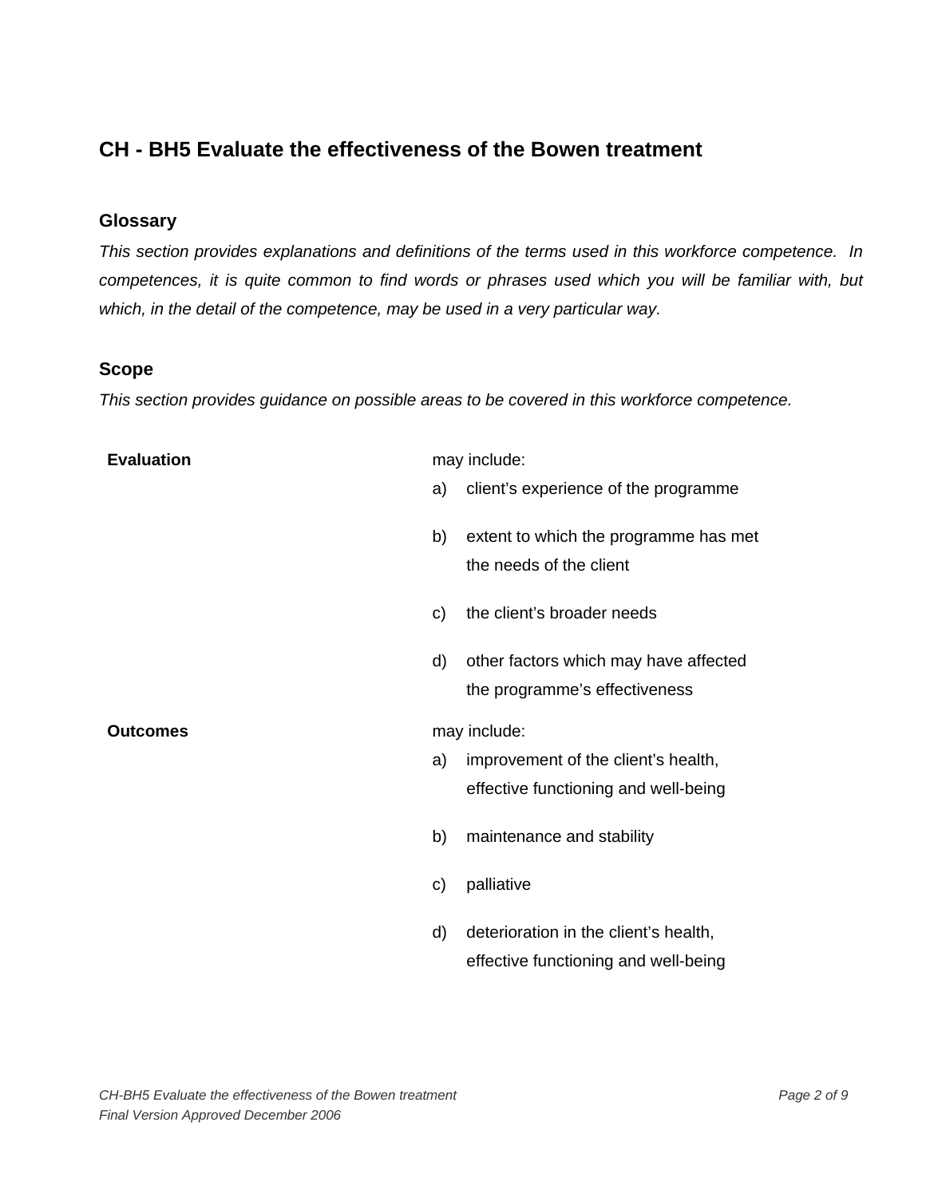# CH - BH5 Evaluate the effectiveness of the Bowen treatment

## Glossary

*This section provides explanations and definitions of the terms used in this workforce competence. In competences, it is quite common to find words or phrases used which you will be familiar with, but which, in the detail of the competence, may be used in a very particular way.*

## Scope

*This section provides guidance on possible areas to be covered in this workforce competence.*

| | |
|---|---|
| **Evaluation** | may include:<br>a) client's experience of the programme<br>b) extent to which the programme has met the needs of the client<br>c) the client's broader needs<br>d) other factors which may have affected the programme's effectiveness |
| **Outcomes** | may include:<br>a) improvement of the client's health, effective functioning and well-being<br>b) maintenance and stability<br>c) palliative<br>d) deterioration in the client's health, effective functioning and well-being |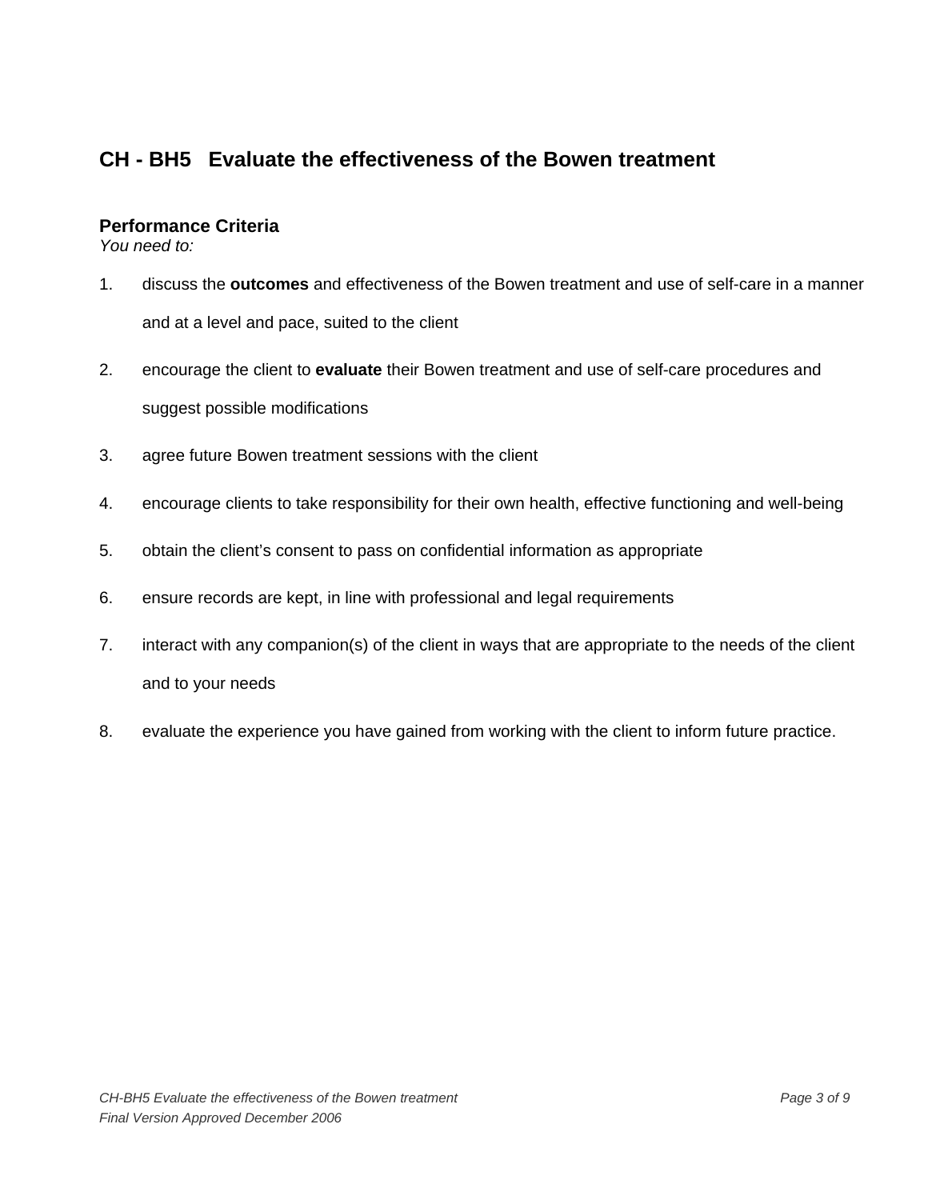# CH - BH5 Evaluate the effectiveness of the Bowen treatment

## Performance Criteria

*You need to:*

1. discuss the **outcomes** and effectiveness of the Bowen treatment and use of self-care in a manner and at a level and pace, suited to the client
2. encourage the client to **evaluate** their Bowen treatment and use of self-care procedures and suggest possible modifications
3. agree future Bowen treatment sessions with the client
4. encourage clients to take responsibility for their own health, effective functioning and well-being
5. obtain the client's consent to pass on confidential information as appropriate
6. ensure records are kept, in line with professional and legal requirements
7. interact with any companion(s) of the client in ways that are appropriate to the needs of the client and to your needs
8. evaluate the experience you have gained from working with the client to inform future practice.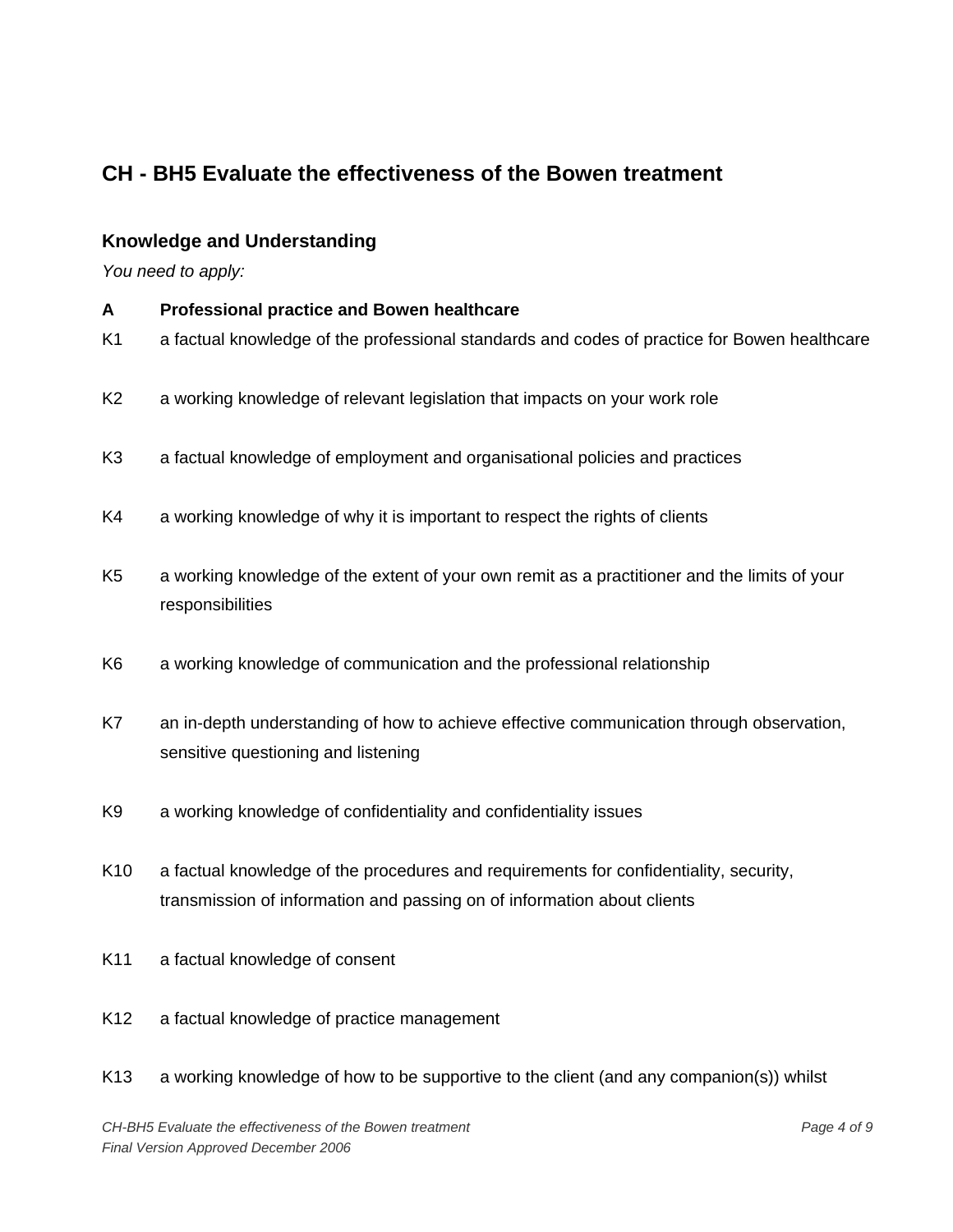## CH - BH5 Evaluate the effectiveness of the Bowen treatment

### Knowledge and Understanding

*You need to apply:*

**A Professional practice and Bowen healthcare**

K1 a factual knowledge of the professional standards and codes of practice for Bowen healthcare

K2 a working knowledge of relevant legislation that impacts on your work role

K3 a factual knowledge of employment and organisational policies and practices

K4 a working knowledge of why it is important to respect the rights of clients

K5 a working knowledge of the extent of your own remit as a practitioner and the limits of your responsibilities

K6 a working knowledge of communication and the professional relationship

K7 an in-depth understanding of how to achieve effective communication through observation, sensitive questioning and listening

K9 a working knowledge of confidentiality and confidentiality issues

K10 a factual knowledge of the procedures and requirements for confidentiality, security, transmission of information and passing on of information about clients

K11 a factual knowledge of consent

K12 a factual knowledge of practice management

K13 a working knowledge of how to be supportive to the client (and any companion(s)) whilst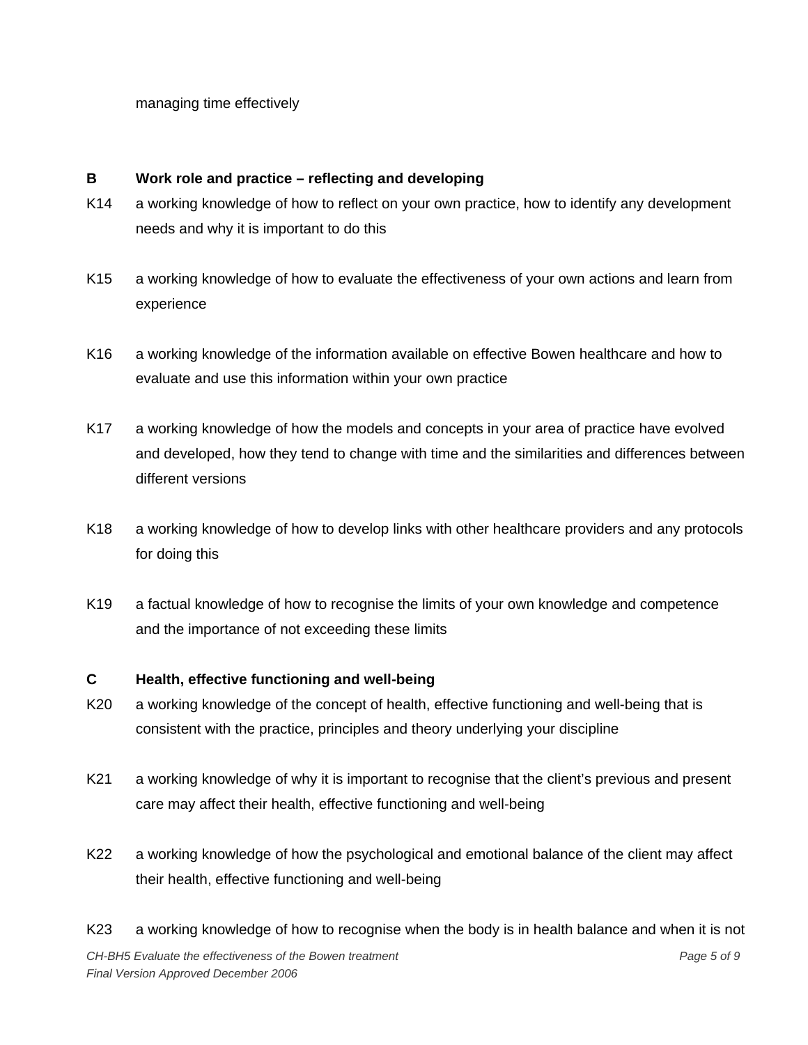managing time effectively

**B Work role and practice – reflecting and developing**

K14 a working knowledge of how to reflect on your own practice, how to identify any development needs and why it is important to do this

K15 a working knowledge of how to evaluate the effectiveness of your own actions and learn from experience

K16 a working knowledge of the information available on effective Bowen healthcare and how to evaluate and use this information within your own practice

K17 a working knowledge of how the models and concepts in your area of practice have evolved and developed, how they tend to change with time and the similarities and differences between different versions

K18 a working knowledge of how to develop links with other healthcare providers and any protocols for doing this

K19 a factual knowledge of how to recognise the limits of your own knowledge and competence and the importance of not exceeding these limits

**C Health, effective functioning and well-being**

K20 a working knowledge of the concept of health, effective functioning and well-being that is consistent with the practice, principles and theory underlying your discipline

K21 a working knowledge of why it is important to recognise that the client's previous and present care may affect their health, effective functioning and well-being

K22 a working knowledge of how the psychological and emotional balance of the client may affect their health, effective functioning and well-being

K23 a working knowledge of how to recognise when the body is in health balance and when it is not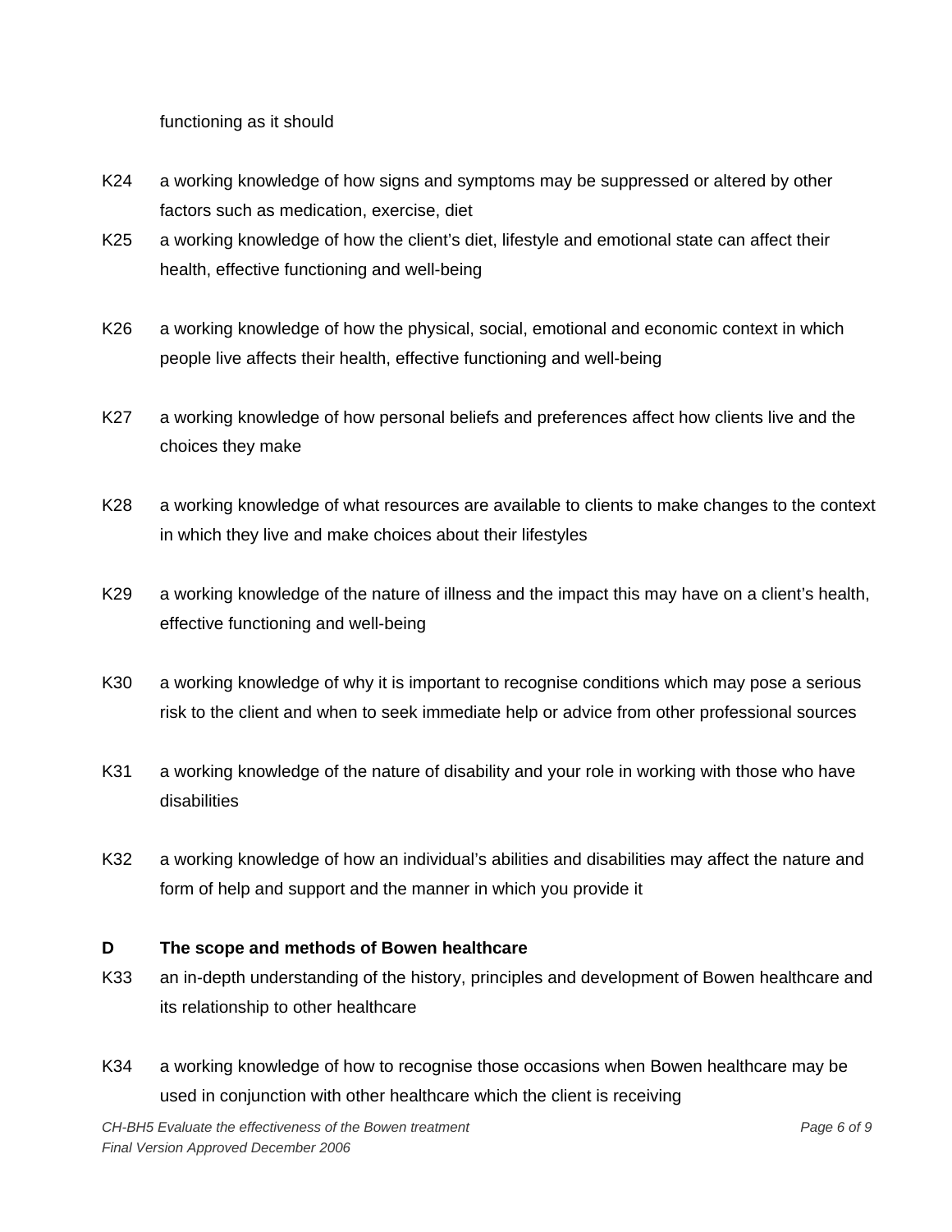functioning as it should

K24 a working knowledge of how signs and symptoms may be suppressed or altered by other factors such as medication, exercise, diet

K25 a working knowledge of how the client's diet, lifestyle and emotional state can affect their health, effective functioning and well-being

K26 a working knowledge of how the physical, social, emotional and economic context in which people live affects their health, effective functioning and well-being

K27 a working knowledge of how personal beliefs and preferences affect how clients live and the choices they make

K28 a working knowledge of what resources are available to clients to make changes to the context in which they live and make choices about their lifestyles

K29 a working knowledge of the nature of illness and the impact this may have on a client's health, effective functioning and well-being

K30 a working knowledge of why it is important to recognise conditions which may pose a serious risk to the client and when to seek immediate help or advice from other professional sources

K31 a working knowledge of the nature of disability and your role in working with those who have disabilities

K32 a working knowledge of how an individual's abilities and disabilities may affect the nature and form of help and support and the manner in which you provide it

**D The scope and methods of Bowen healthcare**

K33 an in-depth understanding of the history, principles and development of Bowen healthcare and its relationship to other healthcare

K34 a working knowledge of how to recognise those occasions when Bowen healthcare may be used in conjunction with other healthcare which the client is receiving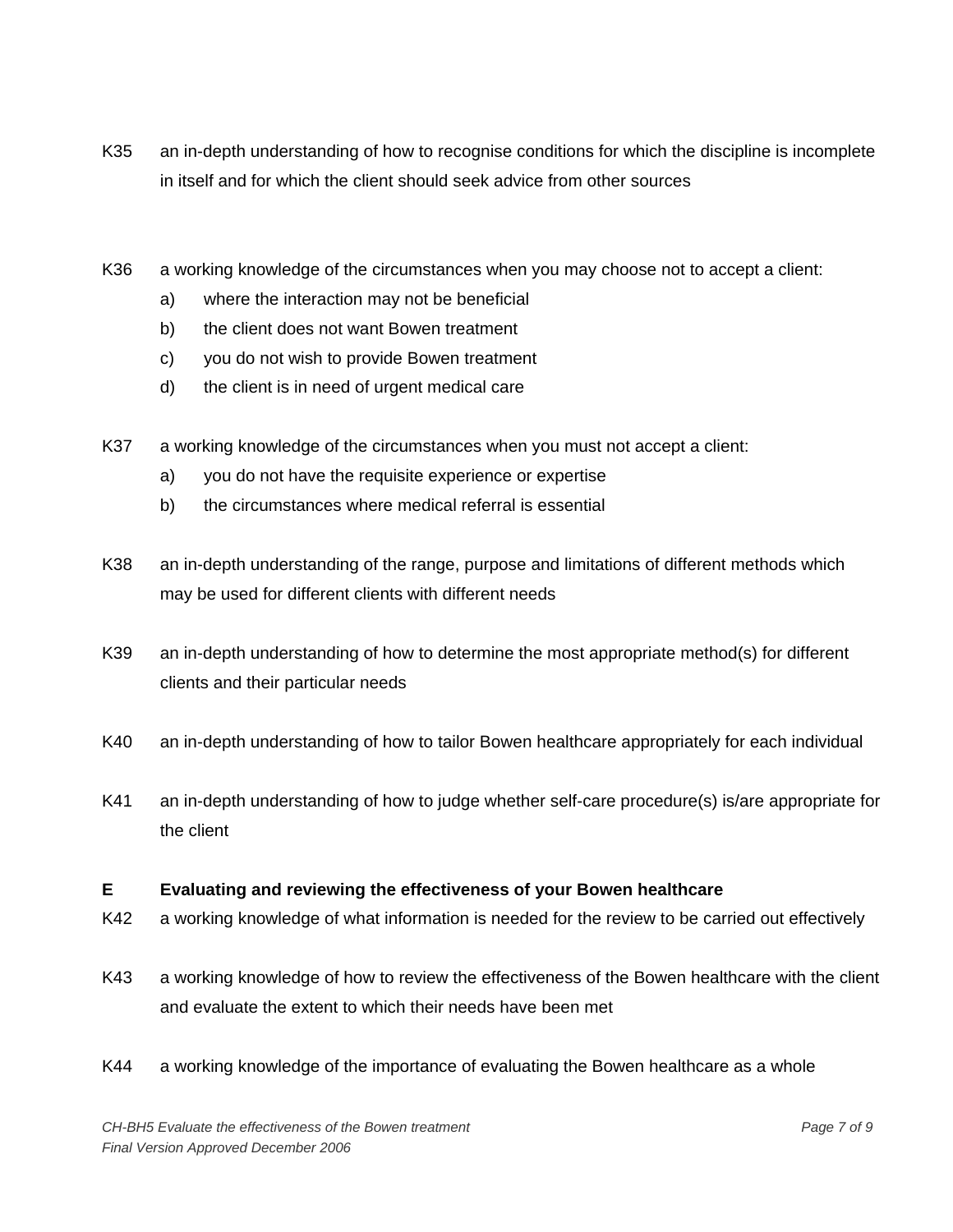K35 an in-depth understanding of how to recognise conditions for which the discipline is incomplete in itself and for which the client should seek advice from other sources

K36 a working knowledge of the circumstances when you may choose not to accept a client:

a) where the interaction may not be beneficial
b) the client does not want Bowen treatment
c) you do not wish to provide Bowen treatment
d) the client is in need of urgent medical care

K37 a working knowledge of the circumstances when you must not accept a client:

a) you do not have the requisite experience or expertise
b) the circumstances where medical referral is essential

K38 an in-depth understanding of the range, purpose and limitations of different methods which may be used for different clients with different needs

K39 an in-depth understanding of how to determine the most appropriate method(s) for different clients and their particular needs

K40 an in-depth understanding of how to tailor Bowen healthcare appropriately for each individual

K41 an in-depth understanding of how to judge whether self-care procedure(s) is/are appropriate for the client

**E Evaluating and reviewing the effectiveness of your Bowen healthcare**

K42 a working knowledge of what information is needed for the review to be carried out effectively

K43 a working knowledge of how to review the effectiveness of the Bowen healthcare with the client and evaluate the extent to which their needs have been met

K44 a working knowledge of the importance of evaluating the Bowen healthcare as a whole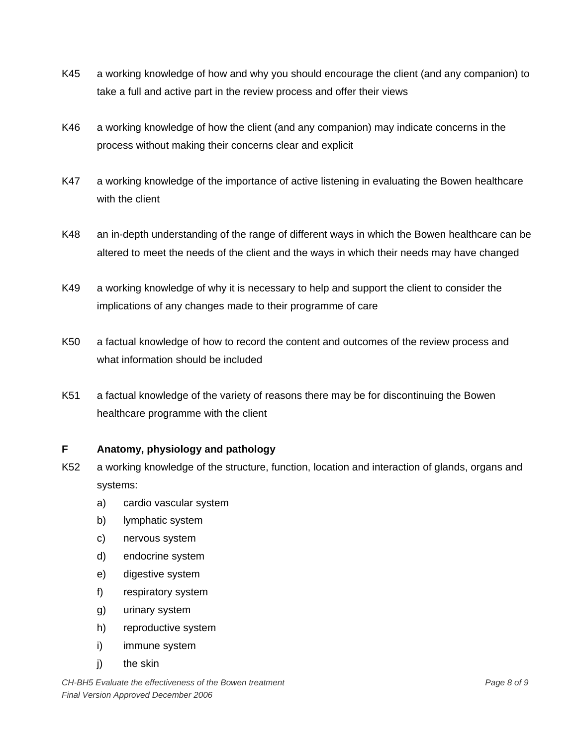K45 a working knowledge of how and why you should encourage the client (and any companion) to take a full and active part in the review process and offer their views

K46 a working knowledge of how the client (and any companion) may indicate concerns in the process without making their concerns clear and explicit

K47 a working knowledge of the importance of active listening in evaluating the Bowen healthcare with the client

K48 an in-depth understanding of the range of different ways in which the Bowen healthcare can be altered to meet the needs of the client and the ways in which their needs may have changed

K49 a working knowledge of why it is necessary to help and support the client to consider the implications of any changes made to their programme of care

K50 a factual knowledge of how to record the content and outcomes of the review process and what information should be included

K51 a factual knowledge of the variety of reasons there may be for discontinuing the Bowen healthcare programme with the client

**F Anatomy, physiology and pathology**

K52 a working knowledge of the structure, function, location and interaction of glands, organs and systems:

a) cardio vascular system
b) lymphatic system
c) nervous system
d) endocrine system
e) digestive system
f) respiratory system
g) urinary system
h) reproductive system
i) immune system
j) the skin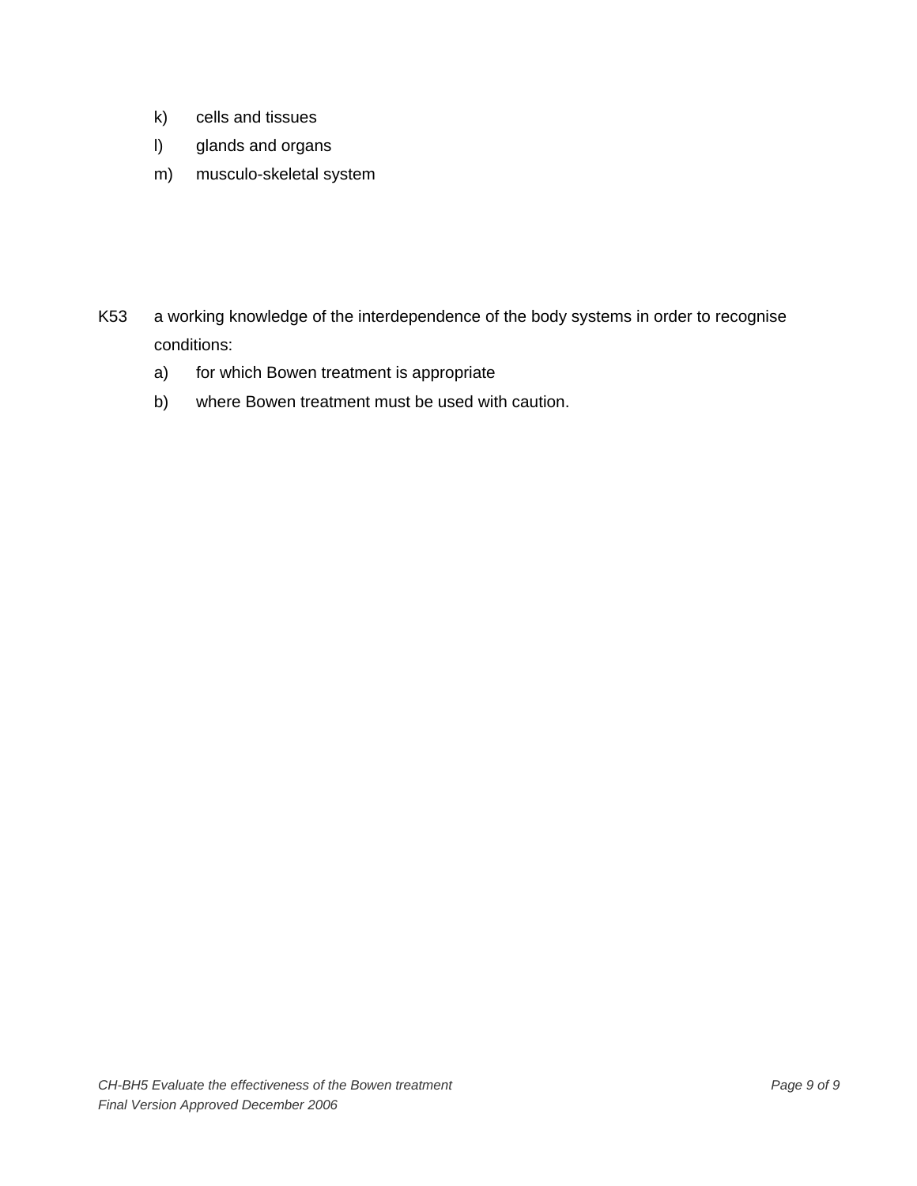k) cells and tissues

l) glands and organs

m) musculo-skeletal system

K53 a working knowledge of the interdependence of the body systems in order to recognise conditions:

a) for which Bowen treatment is appropriate

b) where Bowen treatment must be used with caution.